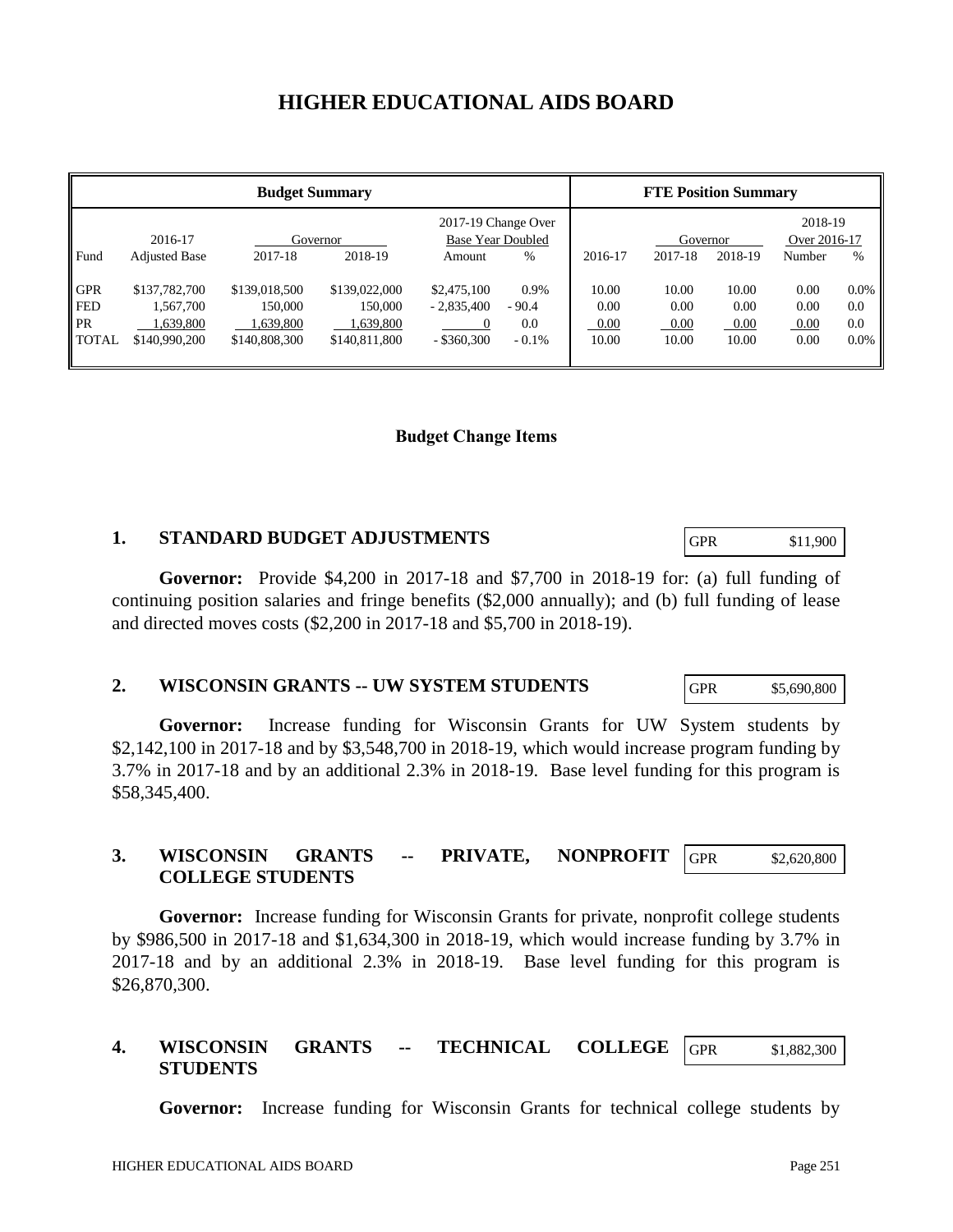# HIGHER EDUCATIONAL AIDS BOARD

| Budget Summary | | | | | | FTE Position Summary | | | | |
|---|---|---|---|---|---|---|---|---|---|---|
| | 2016-17 | Governor | | 2017-19 Change Over Base Year Doubled | | | Governor | | 2018-19 Over 2016-17 | |
| Fund | Adjusted Base | 2017-18 | 2018-19 | Amount | % | 2016-17 | 2017-18 | 2018-19 | Number | % |
| GPR | $137,782,700 | $139,018,500 | $139,022,000 | $2,475,100 | 0.9% | 10.00 | 10.00 | 10.00 | 0.00 | 0.0% |
| FED | 1,567,700 | 150,000 | 150,000 | - 2,835,400 | - 90.4 | 0.00 | 0.00 | 0.00 | 0.00 | 0.0 |
| PR | 1,639,800 | 1,639,800 | 1,639,800 | 0 | 0.0 | 0.00 | 0.00 | 0.00 | 0.00 | 0.0 |
| TOTAL | $140,990,200 | $140,808,300 | $140,811,800 | - $360,300 | - 0.1% | 10.00 | 10.00 | 10.00 | 0.00 | 0.0% |

## Budget Change Items

### 1. STANDARD BUDGET ADJUSTMENTS

| GPR | $11,900 |
|---|---|

**Governor:** Provide $4,200 in 2017-18 and $7,700 in 2018-19 for: (a) full funding of continuing position salaries and fringe benefits ($2,000 annually); and (b) full funding of lease and directed moves costs ($2,200 in 2017-18 and $5,700 in 2018-19).

### 2. WISCONSIN GRANTS -- UW SYSTEM STUDENTS

| GPR | $5,690,800 |
|---|---|

**Governor:** Increase funding for Wisconsin Grants for UW System students by $2,142,100 in 2017-18 and by $3,548,700 in 2018-19, which would increase program funding by 3.7% in 2017-18 and by an additional 2.3% in 2018-19. Base level funding for this program is $58,345,400.

### 3. WISCONSIN GRANTS -- PRIVATE, NONPROFIT COLLEGE STUDENTS

| GPR | $2,620,800 |
|---|---|

**Governor:** Increase funding for Wisconsin Grants for private, nonprofit college students by $986,500 in 2017-18 and $1,634,300 in 2018-19, which would increase funding by 3.7% in 2017-18 and by an additional 2.3% in 2018-19. Base level funding for this program is $26,870,300.

### 4. WISCONSIN GRANTS -- TECHNICAL COLLEGE STUDENTS

| GPR | $1,882,300 |
|---|---|

**Governor:** Increase funding for Wisconsin Grants for technical college students by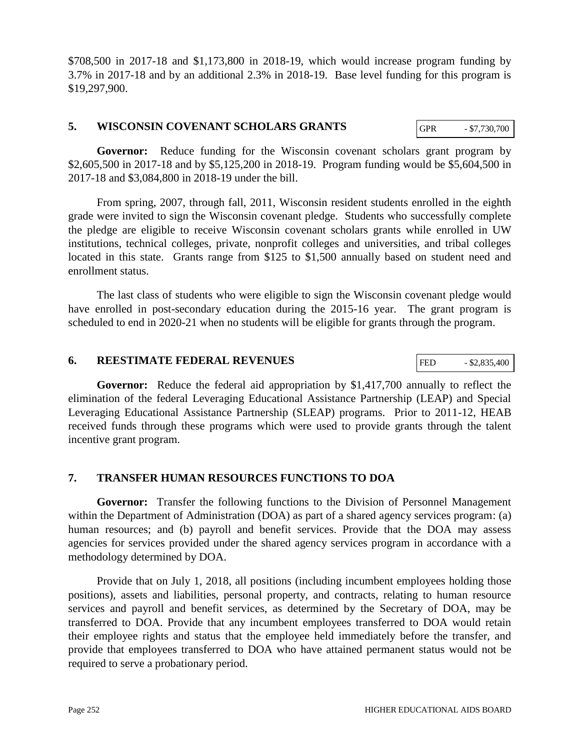$708,500 in 2017-18 and $1,173,800 in 2018-19, which would increase program funding by 3.7% in 2017-18 and by an additional 2.3% in 2018-19. Base level funding for this program is $19,297,900.

## 5. WISCONSIN COVENANT SCHOLARS GRANTS

| GPR | - $7,730,700 |
|---|---|

**Governor:** Reduce funding for the Wisconsin covenant scholars grant program by $2,605,500 in 2017-18 and by $5,125,200 in 2018-19. Program funding would be $5,604,500 in 2017-18 and $3,084,800 in 2018-19 under the bill.

From spring, 2007, through fall, 2011, Wisconsin resident students enrolled in the eighth grade were invited to sign the Wisconsin covenant pledge. Students who successfully complete the pledge are eligible to receive Wisconsin covenant scholars grants while enrolled in UW institutions, technical colleges, private, nonprofit colleges and universities, and tribal colleges located in this state. Grants range from $125 to $1,500 annually based on student need and enrollment status.

The last class of students who were eligible to sign the Wisconsin covenant pledge would have enrolled in post-secondary education during the 2015-16 year. The grant program is scheduled to end in 2020-21 when no students will be eligible for grants through the program.

## 6. REESTIMATE FEDERAL REVENUES

| FED | - $2,835,400 |
|---|---|

**Governor:** Reduce the federal aid appropriation by $1,417,700 annually to reflect the elimination of the federal Leveraging Educational Assistance Partnership (LEAP) and Special Leveraging Educational Assistance Partnership (SLEAP) programs. Prior to 2011-12, HEAB received funds through these programs which were used to provide grants through the talent incentive grant program.

## 7. TRANSFER HUMAN RESOURCES FUNCTIONS TO DOA

**Governor:** Transfer the following functions to the Division of Personnel Management within the Department of Administration (DOA) as part of a shared agency services program: (a) human resources; and (b) payroll and benefit services. Provide that the DOA may assess agencies for services provided under the shared agency services program in accordance with a methodology determined by DOA.

Provide that on July 1, 2018, all positions (including incumbent employees holding those positions), assets and liabilities, personal property, and contracts, relating to human resource services and payroll and benefit services, as determined by the Secretary of DOA, may be transferred to DOA. Provide that any incumbent employees transferred to DOA would retain their employee rights and status that the employee held immediately before the transfer, and provide that employees transferred to DOA who have attained permanent status would not be required to serve a probationary period.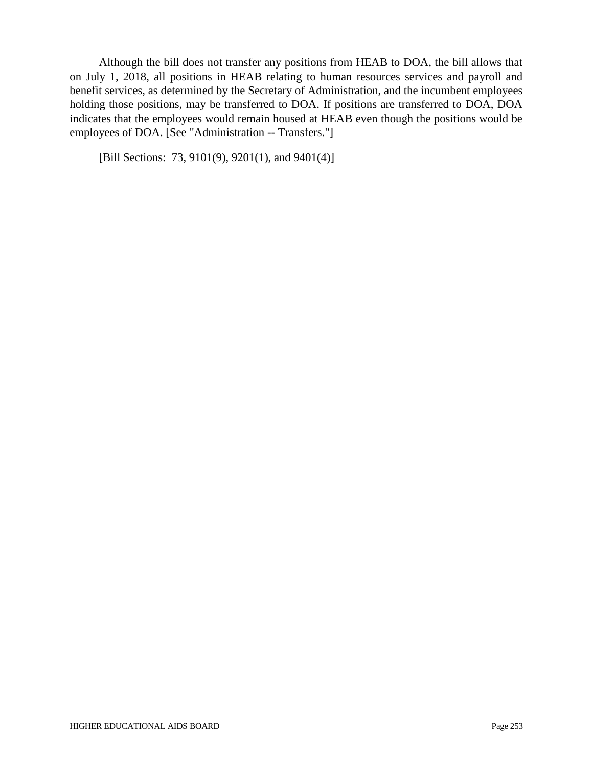Although the bill does not transfer any positions from HEAB to DOA, the bill allows that on July 1, 2018, all positions in HEAB relating to human resources services and payroll and benefit services, as determined by the Secretary of Administration, and the incumbent employees holding those positions, may be transferred to DOA. If positions are transferred to DOA, DOA indicates that the employees would remain housed at HEAB even though the positions would be employees of DOA. [See "Administration -- Transfers."]

[Bill Sections: 73, 9101(9), 9201(1), and 9401(4)]